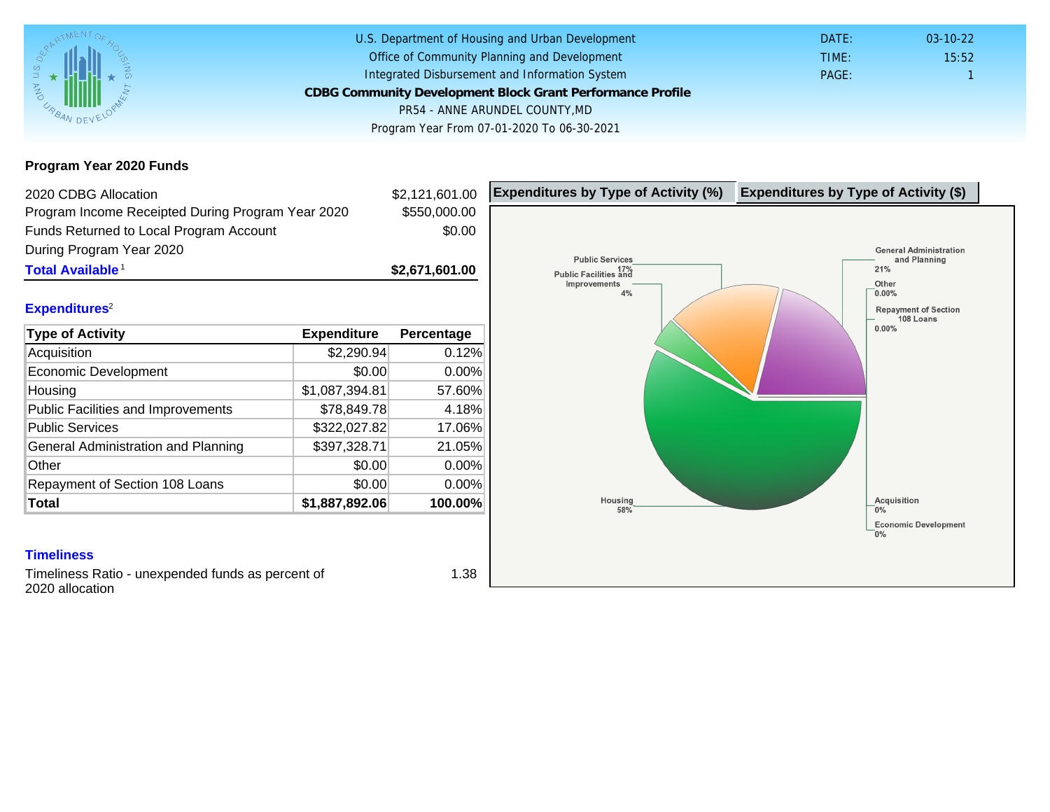U.S. Department of Housing and Urban Development
Office of Community Planning and Development
Integrated Disbursement and Information System

**CDBG Community Development Block Grant Performance Profile**

PR54 - ANNE ARUNDEL COUNTY,MD

Program Year From 07-01-2020 To 06-30-2021

DATE: 03-10-22
TIME: 15:52
PAGE: 1

## Program Year 2020 Funds

| | |
|---|---|
| 2020 CDBG Allocation | $2,121,601.00 |
| Program Income Receipted During Program Year 2020 | $550,000.00 |
| Funds Returned to Local Program Account During Program Year 2020 | $0.00 |
| **Total Available**[1] | **$2,671,601.00** |

## Expenditures[2]

| Type of Activity | Expenditure | Percentage |
|---|---|---|
| Acquisition | $2,290.94 | 0.12% |
| Economic Development | $0.00 | 0.00% |
| Housing | $1,087,394.81 | 57.60% |
| Public Facilities and Improvements | $78,849.78 | 4.18% |
| Public Services | $322,027.82 | 17.06% |
| General Administration and Planning | $397,328.71 | 21.05% |
| Other | $0.00 | 0.00% |
| Repayment of Section 108 Loans | $0.00 | 0.00% |
| **Total** | **$1,887,892.06** | **100.00%** |

**Expenditures by Type of Activity (%)** | **Expenditures by Type of Activity ($)**

Public Services 17%
Public Facilities and Improvements 4%
General Administration and Planning 21%
Other 0.00%
Repayment of Section 108 Loans 0.00%
Housing 58%
Acquisition 0%
Economic Development 0%

## Timeliness

Timeliness Ratio - unexpended funds as percent of 2020 allocation: 1.38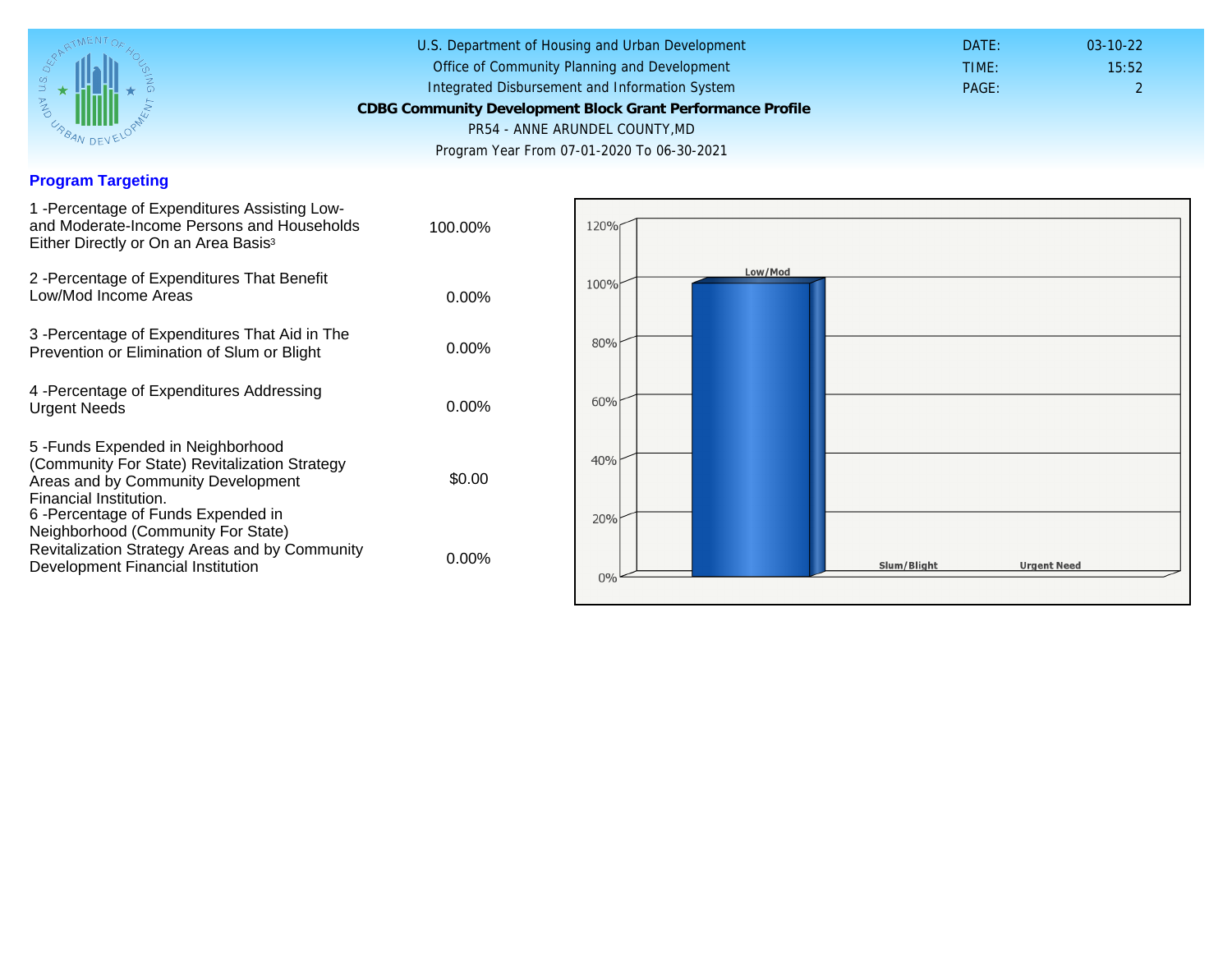U.S. Department of Housing and Urban Development
Office of Community Planning and Development
Integrated Disbursement and Information System
**CDBG Community Development Block Grant Performance Profile**
PR54 - ANNE ARUNDEL COUNTY,MD
Program Year From 07-01-2020 To 06-30-2021

DATE: 03-10-22
TIME: 15:52
PAGE: 2

## Program Targeting

| | |
|---|---|
| 1 -Percentage of Expenditures Assisting Low- and Moderate-Income Persons and Households Either Directly or On an Area Basis[3] | 100.00% |
| 2 -Percentage of Expenditures That Benefit Low/Mod Income Areas | 0.00% |
| 3 -Percentage of Expenditures That Aid in The Prevention or Elimination of Slum or Blight | 0.00% |
| 4 -Percentage of Expenditures Addressing Urgent Needs | 0.00% |
| 5 -Funds Expended in Neighborhood (Community For State) Revitalization Strategy Areas and by Community Development Financial Institution. | $0.00 |
| 6 -Percentage of Funds Expended in Neighborhood (Community For State) Revitalization Strategy Areas and by Community Development Financial Institution | 0.00% |

Chart: Low/Mod, Slum/Blight, Urgent Need (0%–120%)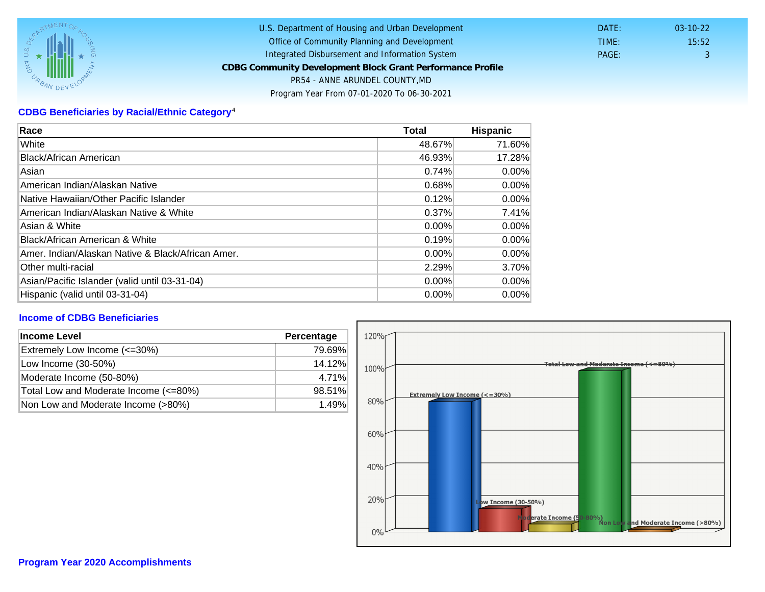U.S. Department of Housing and Urban Development
Office of Community Planning and Development
Integrated Disbursement and Information System
**CDBG Community Development Block Grant Performance Profile**
PR54 - ANNE ARUNDEL COUNTY,MD
Program Year From 07-01-2020 To 06-30-2021

DATE: 03-10-22
TIME: 15:52
PAGE: 3

## CDBG Beneficiaries by Racial/Ethnic Category[4]

| Race | Total | Hispanic |
|---|---|---|
| White | 48.67% | 71.60% |
| Black/African American | 46.93% | 17.28% |
| Asian | 0.74% | 0.00% |
| American Indian/Alaskan Native | 0.68% | 0.00% |
| Native Hawaiian/Other Pacific Islander | 0.12% | 0.00% |
| American Indian/Alaskan Native & White | 0.37% | 7.41% |
| Asian & White | 0.00% | 0.00% |
| Black/African American & White | 0.19% | 0.00% |
| Amer. Indian/Alaskan Native & Black/African Amer. | 0.00% | 0.00% |
| Other multi-racial | 2.29% | 3.70% |
| Asian/Pacific Islander (valid until 03-31-04) | 0.00% | 0.00% |
| Hispanic (valid until 03-31-04) | 0.00% | 0.00% |

## Income of CDBG Beneficiaries

| Income Level | Percentage |
|---|---|
| Extremely Low Income (<=30%) | 79.69% |
| Low Income (30-50%) | 14.12% |
| Moderate Income (50-80%) | 4.71% |
| Total Low and Moderate Income (<=80%) | 98.51% |
| Non Low and Moderate Income (>80%) | 1.49% |

## Program Year 2020 Accomplishments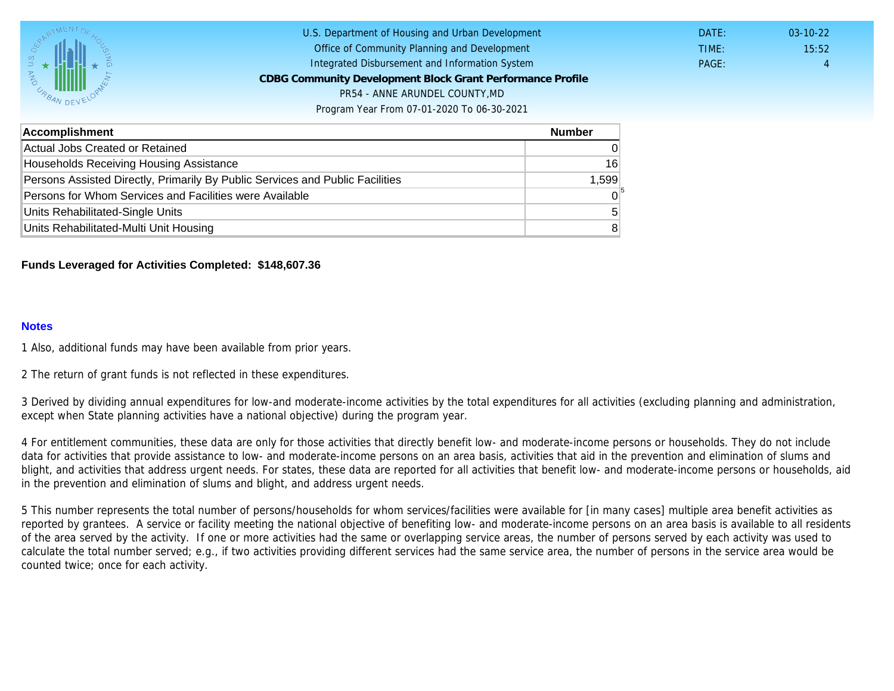U.S. Department of Housing and Urban Development
Office of Community Planning and Development
Integrated Disbursement and Information System
**CDBG Community Development Block Grant Performance Profile**
PR54 - ANNE ARUNDEL COUNTY,MD
Program Year From 07-01-2020 To 06-30-2021

DATE: 03-10-22
TIME: 15:52

| Accomplishment | Number |
| --- | --- |
| Actual Jobs Created or Retained | 0 |
| Households Receiving Housing Assistance | 16 |
| Persons Assisted Directly, Primarily By Public Services and Public Facilities | 1,599 |
| Persons for Whom Services and Facilities were Available | 0 [5] |
| Units Rehabilitated-Single Units | 5 |
| Units Rehabilitated-Multi Unit Housing | 8 |

**Funds Leveraged for Activities Completed: $148,607.36**

### Notes

1 Also, additional funds may have been available from prior years.

2 The return of grant funds is not reflected in these expenditures.

3 Derived by dividing annual expenditures for low-and moderate-income activities by the total expenditures for all activities (excluding planning and administration, except when State planning activities have a national objective) during the program year.

4 For entitlement communities, these data are only for those activities that directly benefit low- and moderate-income persons or households. They do not include data for activities that provide assistance to low- and moderate-income persons on an area basis, activities that aid in the prevention and elimination of slums and blight, and activities that address urgent needs. For states, these data are reported for all activities that benefit low- and moderate-income persons or households, aid in the prevention and elimination of slums and blight, and address urgent needs.

5 This number represents the total number of persons/households for whom services/facilities were available for [in many cases] multiple area benefit activities as reported by grantees. A service or facility meeting the national objective of benefiting low- and moderate-income persons on an area basis is available to all residents of the area served by the activity. If one or more activities had the same or overlapping service areas, the number of persons served by each activity was used to calculate the total number served; e.g., if two activities providing different services had the same service area, the number of persons in the service area would be counted twice; once for each activity.